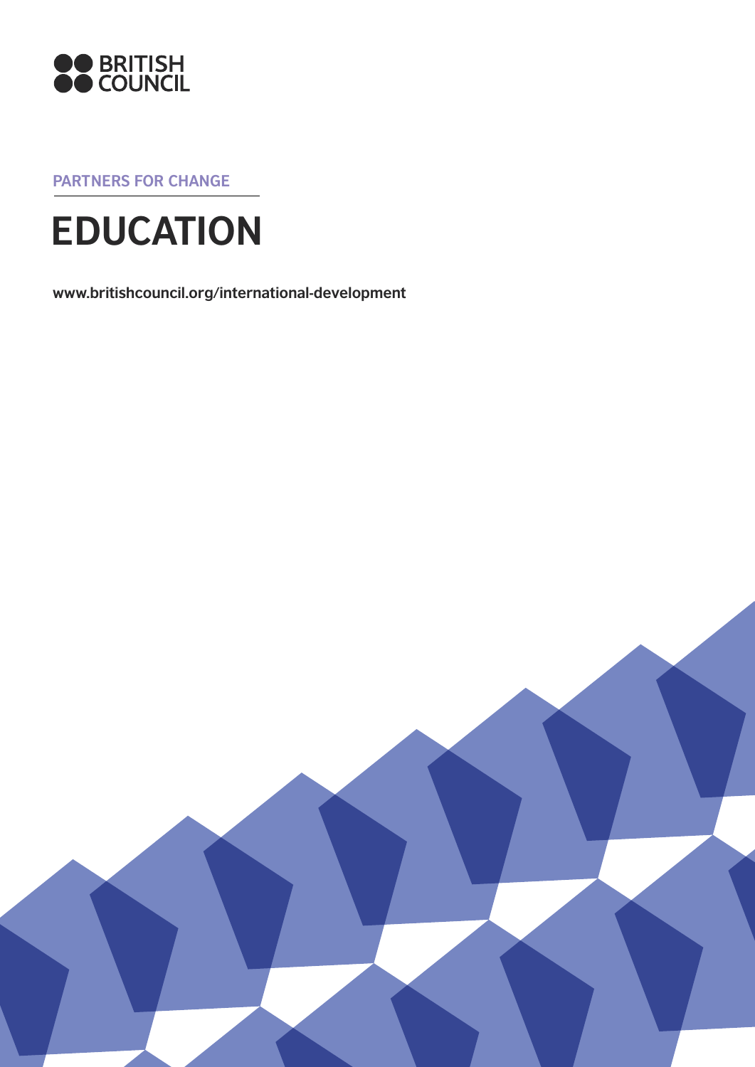BRITISH COUNCIL

PARTNERS FOR CHANGE

# EDUCATION

www.britishcouncil.org/international-development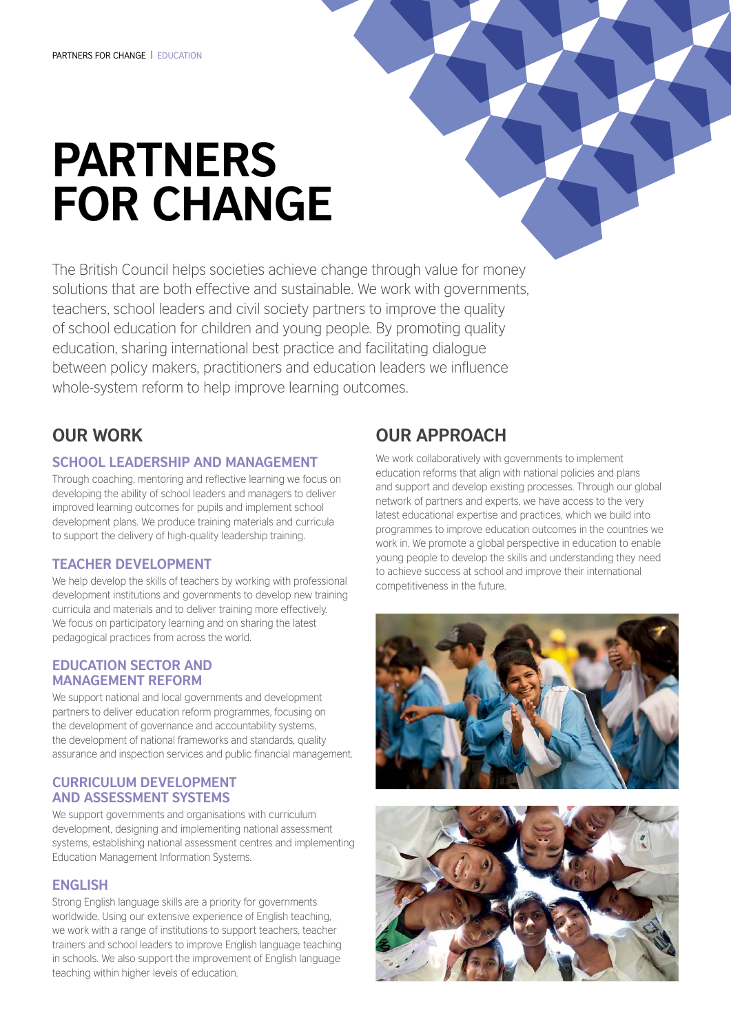# PARTNERS FOR CHANGE

The British Council helps societies achieve change through value for money solutions that are both effective and sustainable. We work with governments, teachers, school leaders and civil society partners to improve the quality of school education for children and young people. By promoting quality education, sharing international best practice and facilitating dialogue between policy makers, practitioners and education leaders we influence whole-system reform to help improve learning outcomes.

## OUR WORK

### SCHOOL LEADERSHIP AND MANAGEMENT

Through coaching, mentoring and reflective learning we focus on developing the ability of school leaders and managers to deliver improved learning outcomes for pupils and implement school development plans. We produce training materials and curricula to support the delivery of high-quality leadership training.

### TEACHER DEVELOPMENT

We help develop the skills of teachers by working with professional development institutions and governments to develop new training curricula and materials and to deliver training more effectively. We focus on participatory learning and on sharing the latest pedagogical practices from across the world.

### EDUCATION SECTOR AND MANAGEMENT REFORM

We support national and local governments and development partners to deliver education reform programmes, focusing on the development of governance and accountability systems, the development of national frameworks and standards, quality assurance and inspection services and public financial management.

### CURRICULUM DEVELOPMENT AND ASSESSMENT SYSTEMS

We support governments and organisations with curriculum development, designing and implementing national assessment systems, establishing national assessment centres and implementing Education Management Information Systems.

### ENGLISH

Strong English language skills are a priority for governments worldwide. Using our extensive experience of English teaching, we work with a range of institutions to support teachers, teacher trainers and school leaders to improve English language teaching in schools. We also support the improvement of English language teaching within higher levels of education.

## OUR APPROACH

We work collaboratively with governments to implement education reforms that align with national policies and plans and support and develop existing processes. Through our global network of partners and experts, we have access to the very latest educational expertise and practices, which we build into programmes to improve education outcomes in the countries we work in. We promote a global perspective in education to enable young people to develop the skills and understanding they need to achieve success at school and improve their international competitiveness in the future.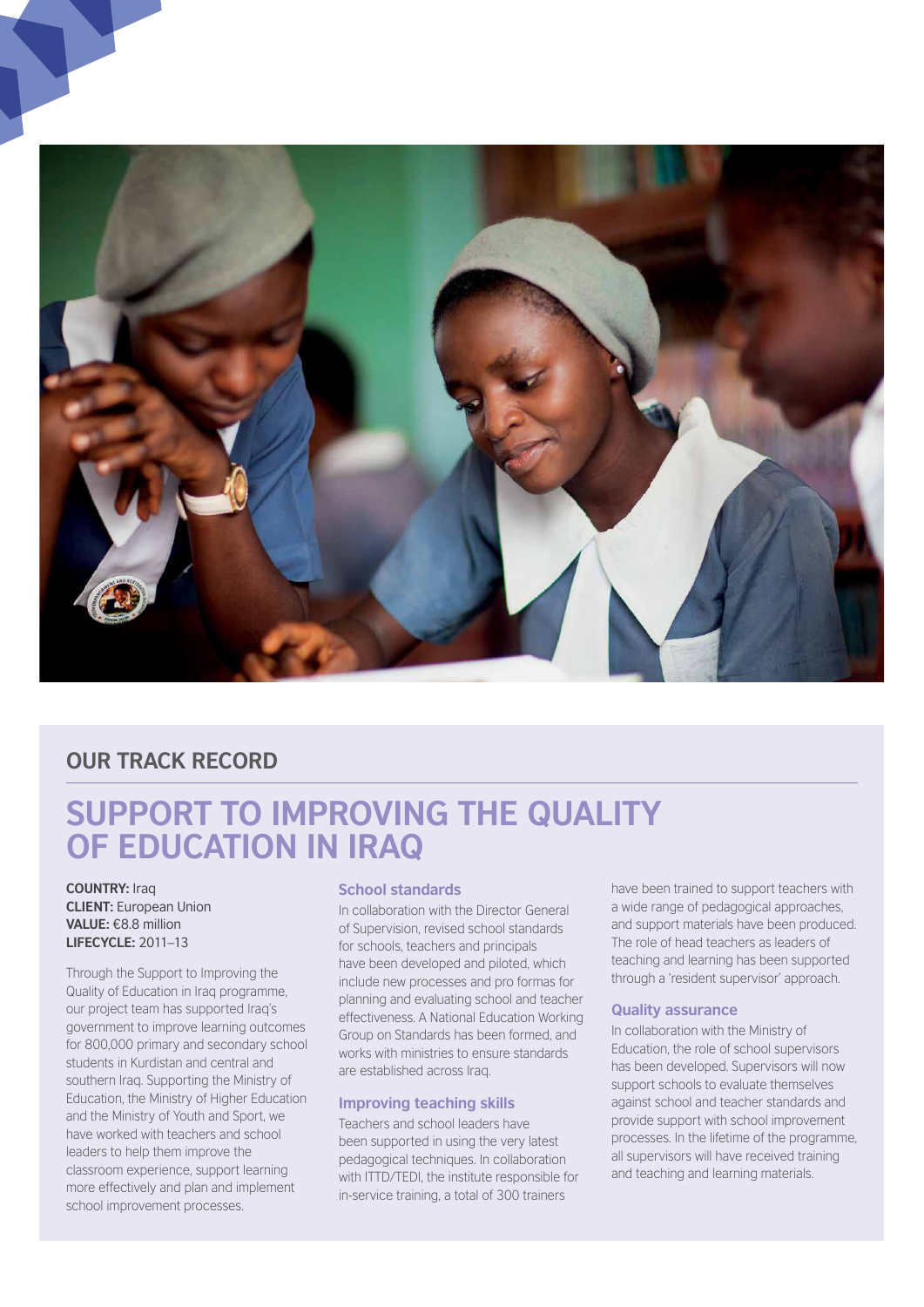## OUR TRACK RECORD

# SUPPORT TO IMPROVING THE QUALITY OF EDUCATION IN IRAQ

**COUNTRY:** Iraq
**CLIENT:** European Union
**VALUE:** €8.8 million
**LIFECYCLE:** 2011–13

Through the Support to Improving the Quality of Education in Iraq programme, our project team has supported Iraq's government to improve learning outcomes for 800,000 primary and secondary school students in Kurdistan and central and southern Iraq. Supporting the Ministry of Education, the Ministry of Higher Education and the Ministry of Youth and Sport, we have worked with teachers and school leaders to help them improve the classroom experience, support learning more effectively and plan and implement school improvement processes.

### School standards

In collaboration with the Director General of Supervision, revised school standards for schools, teachers and principals have been developed and piloted, which include new processes and pro formas for planning and evaluating school and teacher effectiveness. A National Education Working Group on Standards has been formed, and works with ministries to ensure standards are established across Iraq.

### Improving teaching skills

Teachers and school leaders have been supported in using the very latest pedagogical techniques. In collaboration with ITTD/TEDI, the institute responsible for in-service training, a total of 300 trainers have been trained to support teachers with a wide range of pedagogical approaches, and support materials have been produced. The role of head teachers as leaders of teaching and learning has been supported through a 'resident supervisor' approach.

### Quality assurance

In collaboration with the Ministry of Education, the role of school supervisors has been developed. Supervisors will now support schools to evaluate themselves against school and teacher standards and provide support with school improvement processes. In the lifetime of the programme, all supervisors will have received training and teaching and learning materials.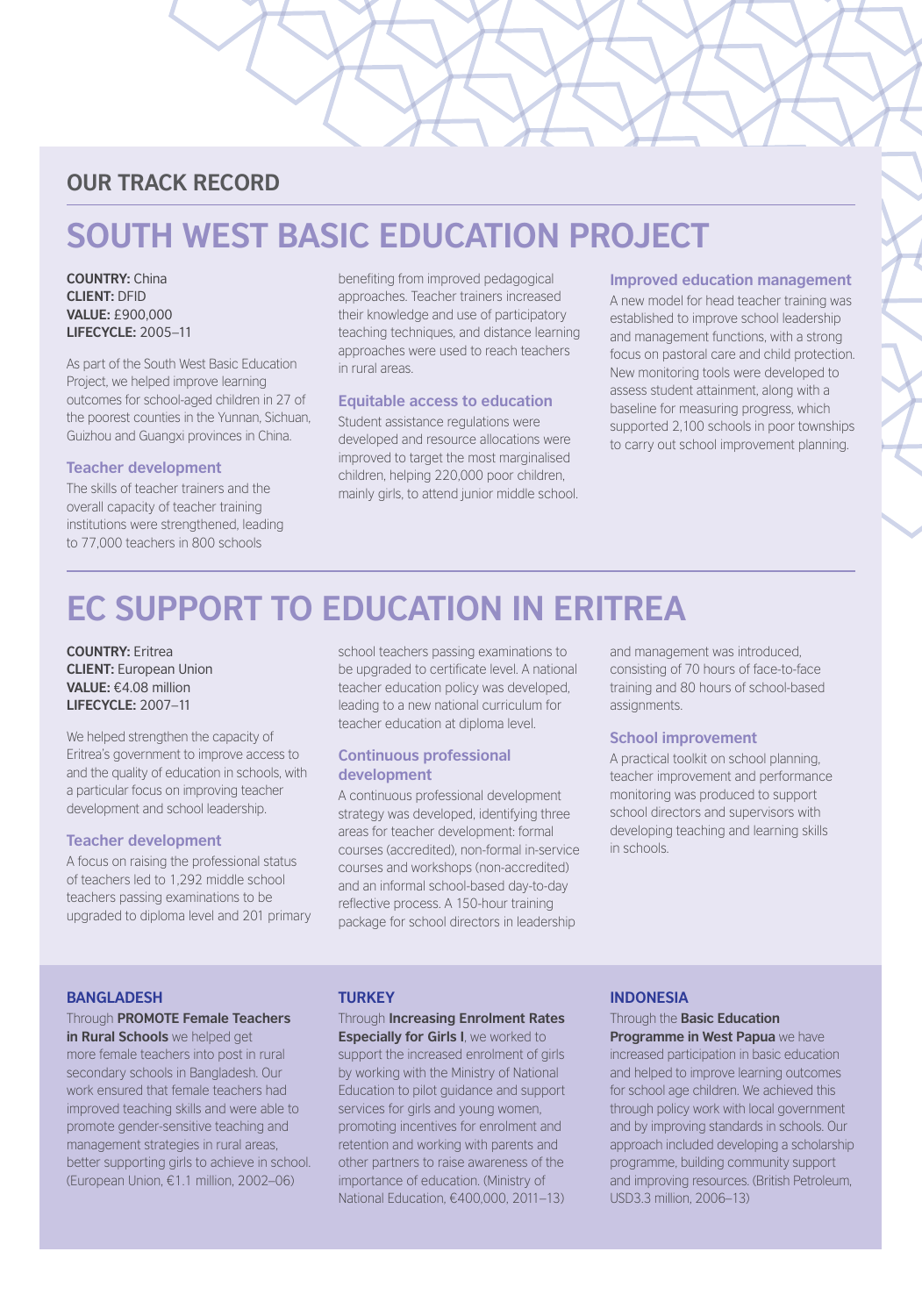## OUR TRACK RECORD

# SOUTH WEST BASIC EDUCATION PROJECT

**COUNTRY:** China
**CLIENT:** DFID
**VALUE:** £900,000
**LIFECYCLE:** 2005–11

As part of the South West Basic Education Project, we helped improve learning outcomes for school-aged children in 27 of the poorest counties in the Yunnan, Sichuan, Guizhou and Guangxi provinces in China.

### Teacher development

The skills of teacher trainers and the overall capacity of teacher training institutions were strengthened, leading to 77,000 teachers in 800 schools benefiting from improved pedagogical approaches. Teacher trainers increased their knowledge and use of participatory teaching techniques, and distance learning approaches were used to reach teachers in rural areas.

### Equitable access to education

Student assistance regulations were developed and resource allocations were improved to target the most marginalised children, helping 220,000 poor children, mainly girls, to attend junior middle school.

### Improved education management

A new model for head teacher training was established to improve school leadership and management functions, with a strong focus on pastoral care and child protection. New monitoring tools were developed to assess student attainment, along with a baseline for measuring progress, which supported 2,100 schools in poor townships to carry out school improvement planning.

# EC SUPPORT TO EDUCATION IN ERITREA

**COUNTRY:** Eritrea
**CLIENT:** European Union
**VALUE:** €4.08 million
**LIFECYCLE:** 2007–11

We helped strengthen the capacity of Eritrea's government to improve access to and the quality of education in schools, with a particular focus on improving teacher development and school leadership.

### Teacher development

A focus on raising the professional status of teachers led to 1,292 middle school teachers passing examinations to be upgraded to diploma level and 201 primary school teachers passing examinations to be upgraded to certificate level. A national teacher education policy was developed, leading to a new national curriculum for teacher education at diploma level.

### Continuous professional development

A continuous professional development strategy was developed, identifying three areas for teacher development: formal courses (accredited), non-formal in-service courses and workshops (non-accredited) and an informal school-based day-to-day reflective process. A 150-hour training package for school directors in leadership and management was introduced, consisting of 70 hours of face-to-face training and 80 hours of school-based assignments.

### School improvement

A practical toolkit on school planning, teacher improvement and performance monitoring was produced to support school directors and supervisors with developing teaching and learning skills in schools.

### BANGLADESH

Through **PROMOTE Female Teachers in Rural Schools** we helped get more female teachers into post in rural secondary schools in Bangladesh. Our work ensured that female teachers had improved teaching skills and were able to promote gender-sensitive teaching and management strategies in rural areas, better supporting girls to achieve in school. (European Union, €1.1 million, 2002–06)

### TURKEY

Through **Increasing Enrolment Rates Especially for Girls I**, we worked to support the increased enrolment of girls by working with the Ministry of National Education to pilot guidance and support services for girls and young women, promoting incentives for enrolment and retention and working with parents and other partners to raise awareness of the importance of education. (Ministry of National Education, €400,000, 2011–13)

### INDONESIA

Through the **Basic Education Programme in West Papua** we have increased participation in basic education and helped to improve learning outcomes for school age children. We achieved this through policy work with local government and by improving standards in schools. Our approach included developing a scholarship programme, building community support and improving resources. (British Petroleum, USD3.3 million, 2006–13)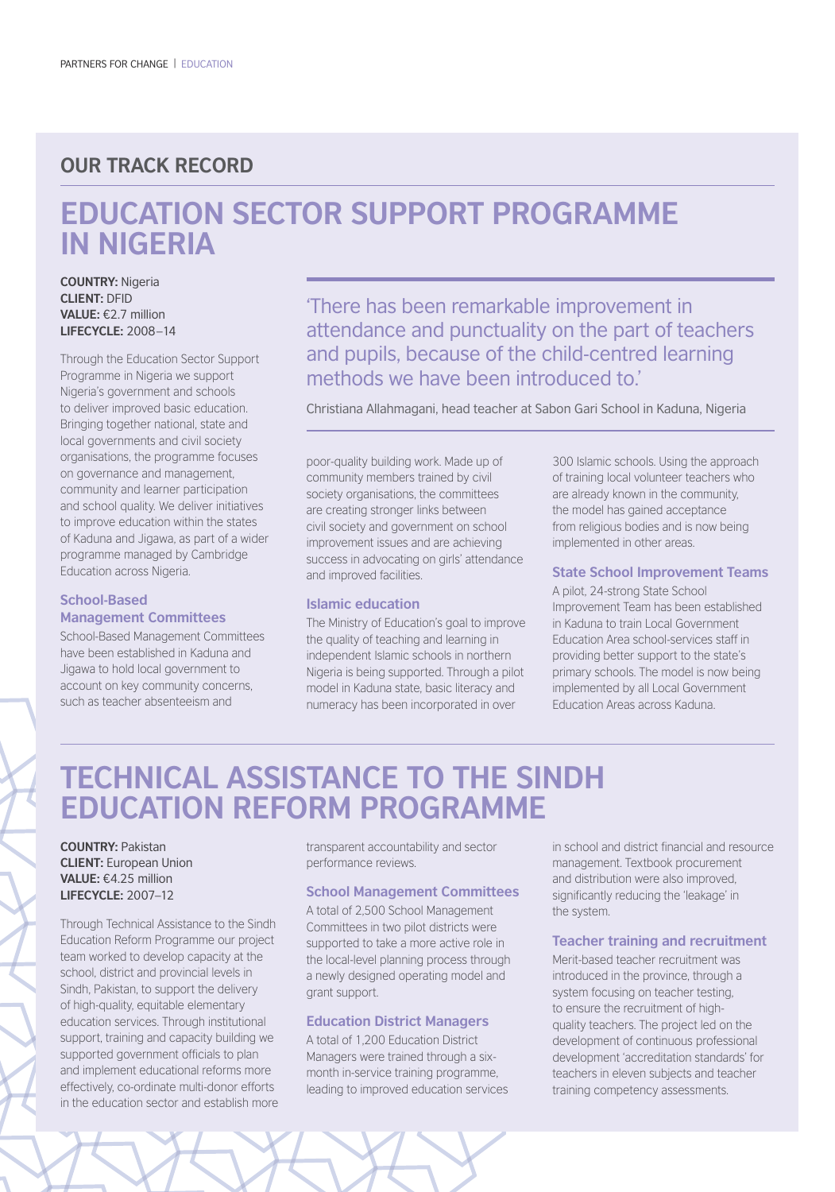## OUR TRACK RECORD

# EDUCATION SECTOR SUPPORT PROGRAMME IN NIGERIA

**COUNTRY:** Nigeria
**CLIENT:** DFID
**VALUE:** €2.7 million
**LIFECYCLE:** 2008–14

Through the Education Sector Support Programme in Nigeria we support Nigeria's government and schools to deliver improved basic education. Bringing together national, state and local governments and civil society organisations, the programme focuses on governance and management, community and learner participation and school quality. We deliver initiatives to improve education within the states of Kaduna and Jigawa, as part of a wider programme managed by Cambridge Education across Nigeria.

'There has been remarkable improvement in attendance and punctuality on the part of teachers and pupils, because of the child-centred learning methods we have been introduced to.'

Christiana Allahmagani, head teacher at Sabon Gari School in Kaduna, Nigeria

### School-Based Management Committees

School-Based Management Committees have been established in Kaduna and Jigawa to hold local government to account on key community concerns, such as teacher absenteeism and poor-quality building work. Made up of community members trained by civil society organisations, the committees are creating stronger links between civil society and government on school improvement issues and are achieving success in advocating on girls' attendance and improved facilities.

### Islamic education

The Ministry of Education's goal to improve the quality of teaching and learning in independent Islamic schools in northern Nigeria is being supported. Through a pilot model in Kaduna state, basic literacy and numeracy has been incorporated in over 300 Islamic schools. Using the approach of training local volunteer teachers who are already known in the community, the model has gained acceptance from religious bodies and is now being implemented in other areas.

### State School Improvement Teams

A pilot, 24-strong State School Improvement Team has been established in Kaduna to train Local Government Education Area school-services staff in providing better support to the state's primary schools. The model is now being implemented by all Local Government Education Areas across Kaduna.

# TECHNICAL ASSISTANCE TO THE SINDH EDUCATION REFORM PROGRAMME

**COUNTRY:** Pakistan
**CLIENT:** European Union
**VALUE:** €4.25 million
**LIFECYCLE:** 2007–12

Through Technical Assistance to the Sindh Education Reform Programme our project team worked to develop capacity at the school, district and provincial levels in Sindh, Pakistan, to support the delivery of high-quality, equitable elementary education services. Through institutional support, training and capacity building we supported government officials to plan and implement educational reforms more effectively, co-ordinate multi-donor efforts in the education sector and establish more transparent accountability and sector performance reviews.

### School Management Committees

A total of 2,500 School Management Committees in two pilot districts were supported to take a more active role in the local-level planning process through a newly designed operating model and grant support.

### Education District Managers

A total of 1,200 Education District Managers were trained through a six-month in-service training programme, leading to improved education services in school and district financial and resource management. Textbook procurement and distribution were also improved, significantly reducing the 'leakage' in the system.

### Teacher training and recruitment

Merit-based teacher recruitment was introduced in the province, through a system focusing on teacher testing, to ensure the recruitment of high-quality teachers. The project led on the development of continuous professional development 'accreditation standards' for teachers in eleven subjects and teacher training competency assessments.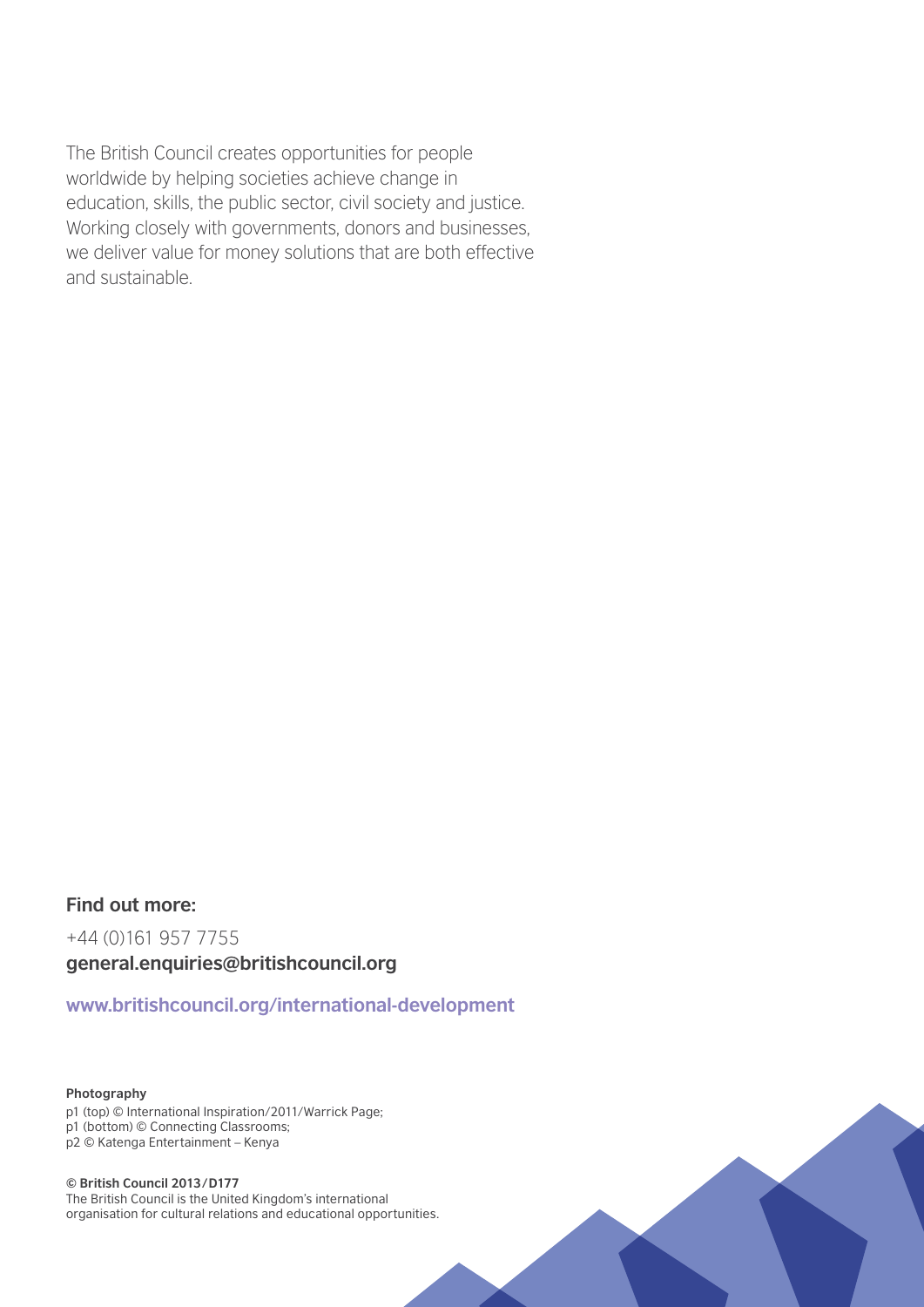The British Council creates opportunities for people worldwide by helping societies achieve change in education, skills, the public sector, civil society and justice. Working closely with governments, donors and businesses, we deliver value for money solutions that are both effective and sustainable.

**Find out more:**

+44 (0)161 957 7755
**general.enquiries@britishcouncil.org**

**www.britishcouncil.org/international-development**

**Photography**
p1 (top) © International Inspiration/2011/Warrick Page;
p1 (bottom) © Connecting Classrooms;
p2 © Katenga Entertainment – Kenya

**© British Council 2013/D177**
The British Council is the United Kingdom's international organisation for cultural relations and educational opportunities.